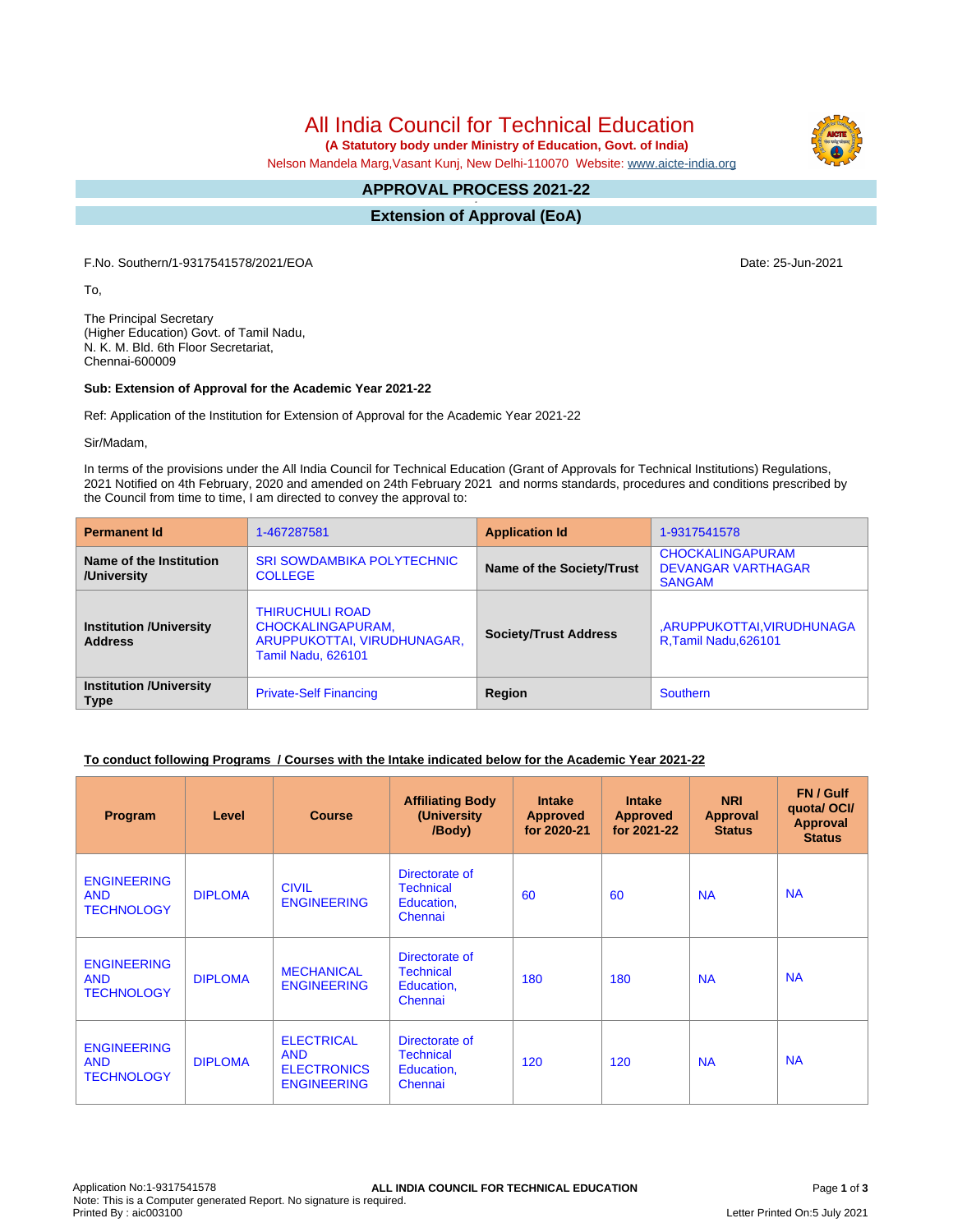# All India Council for Technical Education

**(A Statutory body under Ministry of Education, Govt. of India)**

Nelson Mandela Marg,Vasant Kunj, New Delhi-110070 Website: www.aicte-india.org

## APPROVAL PROCESS 2021-22

## Extension of Approval (EoA)

F.No. Southern/1-9317541578/2021/EOA

Date: 25-Jun-2021

To,

The Principal Secretary
(Higher Education) Govt. of Tamil Nadu,
N. K. M. Bld. 6th Floor Secretariat,
Chennai-600009

**Sub: Extension of Approval for the Academic Year 2021-22**

Ref: Application of the Institution for Extension of Approval for the Academic Year 2021-22

Sir/Madam,

In terms of the provisions under the All India Council for Technical Education (Grant of Approvals for Technical Institutions) Regulations, 2021 Notified on 4th February, 2020 and amended on 24th February 2021 and norms standards, procedures and conditions prescribed by the Council from time to time, I am directed to convey the approval to:

| **Permanent Id** | 1-467287581 | **Application Id** | 1-9317541578 |
|---|---|---|---|
| **Name of the Institution /University** | SRI SOWDAMBIKA POLYTECHNIC COLLEGE | **Name of the Society/Trust** | CHOCKALINGAPURAM DEVANGAR VARTHAGAR SANGAM |
| **Institution /University Address** | THIRUCHULI ROAD CHOCKALINGAPURAM, ARUPPUKOTTAI, VIRUDHUNAGAR, Tamil Nadu, 626101 | **Society/Trust Address** | ,ARUPPUKOTTAI,VIRUDHUNAGAR,Tamil Nadu,626101 |
| **Institution /University Type** | Private-Self Financing | **Region** | Southern |

**To conduct following Programs / Courses with the Intake indicated below for the Academic Year 2021-22**

| Program | Level | Course | Affiliating Body (University /Body) | Intake Approved for 2020-21 | Intake Approved for 2021-22 | NRI Approval Status | FN / Gulf quota/ OCI/ Approval Status |
|---|---|---|---|---|---|---|---|
| ENGINEERING AND TECHNOLOGY | DIPLOMA | CIVIL ENGINEERING | Directorate of Technical Education, Chennai | 60 | 60 | NA | NA |
| ENGINEERING AND TECHNOLOGY | DIPLOMA | MECHANICAL ENGINEERING | Directorate of Technical Education, Chennai | 180 | 180 | NA | NA |
| ENGINEERING AND TECHNOLOGY | DIPLOMA | ELECTRICAL AND ELECTRONICS ENGINEERING | Directorate of Technical Education, Chennai | 120 | 120 | NA | NA |

Application No:1-9317541578
Note: This is a Computer generated Report. No signature is required.
Printed By : aic003100

Letter Printed On:5 July 2021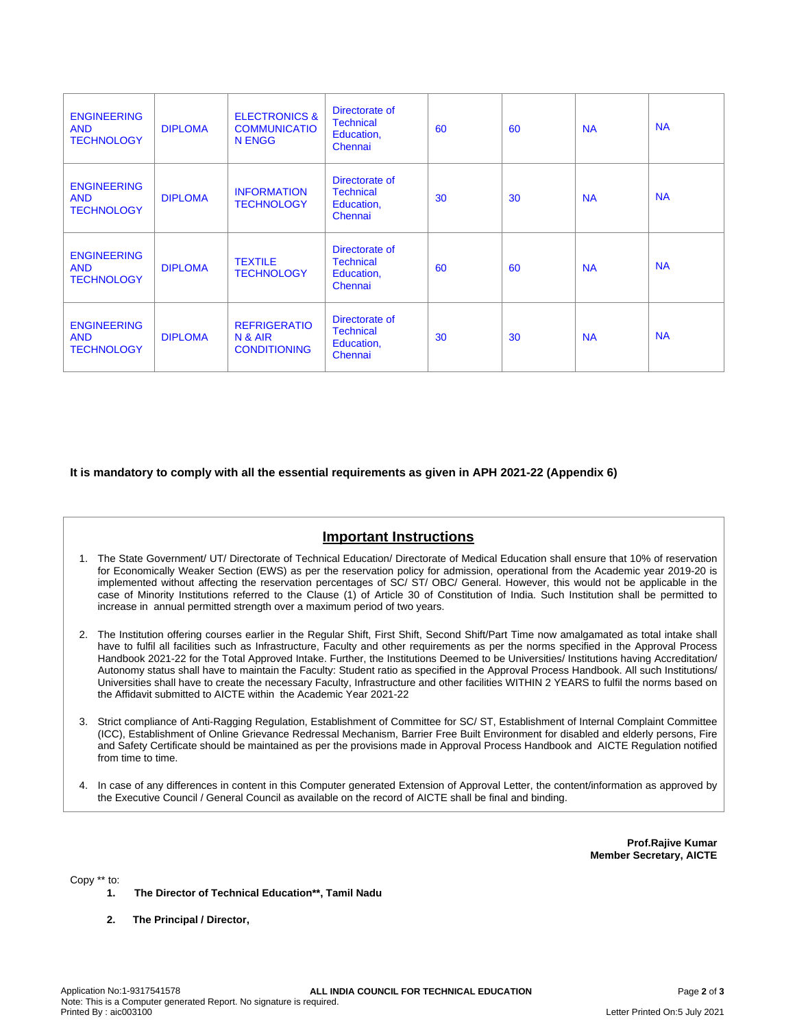| ENGINEERING AND TECHNOLOGY | DIPLOMA | ELECTRONICS & COMMUNICATION ENGG | Directorate of Technical Education, Chennai | 60 | 60 | NA | NA |
|---|---|---|---|---|---|---|---|
| ENGINEERING AND TECHNOLOGY | DIPLOMA | INFORMATION TECHNOLOGY | Directorate of Technical Education, Chennai | 30 | 30 | NA | NA |
| ENGINEERING AND TECHNOLOGY | DIPLOMA | TEXTILE TECHNOLOGY | Directorate of Technical Education, Chennai | 60 | 60 | NA | NA |
| ENGINEERING AND TECHNOLOGY | DIPLOMA | REFRIGERATION & AIR CONDITIONING | Directorate of Technical Education, Chennai | 30 | 30 | NA | NA |

**It is mandatory to comply with all the essential requirements as given in APH 2021-22 (Appendix 6)**

## Important Instructions

1. The State Government/ UT/ Directorate of Technical Education/ Directorate of Medical Education shall ensure that 10% of reservation for Economically Weaker Section (EWS) as per the reservation policy for admission, operational from the Academic year 2019-20 is implemented without affecting the reservation percentages of SC/ ST/ OBC/ General. However, this would not be applicable in the case of Minority Institutions referred to the Clause (1) of Article 30 of Constitution of India. Such Institution shall be permitted to increase in annual permitted strength over a maximum period of two years.

2. The Institution offering courses earlier in the Regular Shift, First Shift, Second Shift/Part Time now amalgamated as total intake shall have to fulfil all facilities such as Infrastructure, Faculty and other requirements as per the norms specified in the Approval Process Handbook 2021-22 for the Total Approved Intake. Further, the Institutions Deemed to be Universities/ Institutions having Accreditation/ Autonomy status shall have to maintain the Faculty: Student ratio as specified in the Approval Process Handbook. All such Institutions/ Universities shall have to create the necessary Faculty, Infrastructure and other facilities WITHIN 2 YEARS to fulfil the norms based on the Affidavit submitted to AICTE within the Academic Year 2021-22

3. Strict compliance of Anti-Ragging Regulation, Establishment of Committee for SC/ ST, Establishment of Internal Complaint Committee (ICC), Establishment of Online Grievance Redressal Mechanism, Barrier Free Built Environment for disabled and elderly persons, Fire and Safety Certificate should be maintained as per the provisions made in Approval Process Handbook and AICTE Regulation notified from time to time.

4. In case of any differences in content in this Computer generated Extension of Approval Letter, the content/information as approved by the Executive Council / General Council as available on the record of AICTE shall be final and binding.

**Prof.Rajive Kumar**
**Member Secretary, AICTE**

Copy ** to:

1. **The Director of Technical Education**, Tamil Nadu**
2. **The Principal / Director,**

Application No:1-9317541578
Note: This is a Computer generated Report. No signature is required.
Printed By : aic003100
Letter Printed On:5 July 2021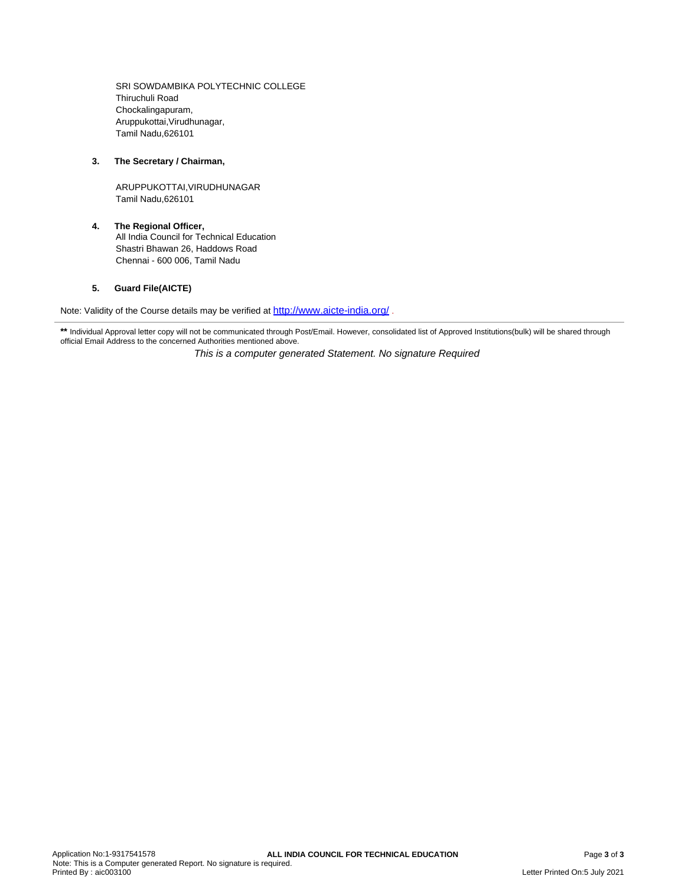SRI SOWDAMBIKA POLYTECHNIC COLLEGE
Thiruchuli Road
Chockalingapuram,
Aruppukottai,Virudhunagar,
Tamil Nadu,626101

3. **The Secretary / Chairman,**

ARUPPUKOTTAI,VIRUDHUNAGAR
Tamil Nadu,626101

4. **The Regional Officer,**
All India Council for Technical Education
Shastri Bhawan 26, Haddows Road
Chennai - 600 006, Tamil Nadu

5. **Guard File(AICTE)**

Note: Validity of the Course details may be verified at http://www.aicte-india.org/ .

---

**\*\*** Individual Approval letter copy will not be communicated through Post/Email. However, consolidated list of Approved Institutions(bulk) will be shared through official Email Address to the concerned Authorities mentioned above.

*This is a computer generated Statement. No signature Required*